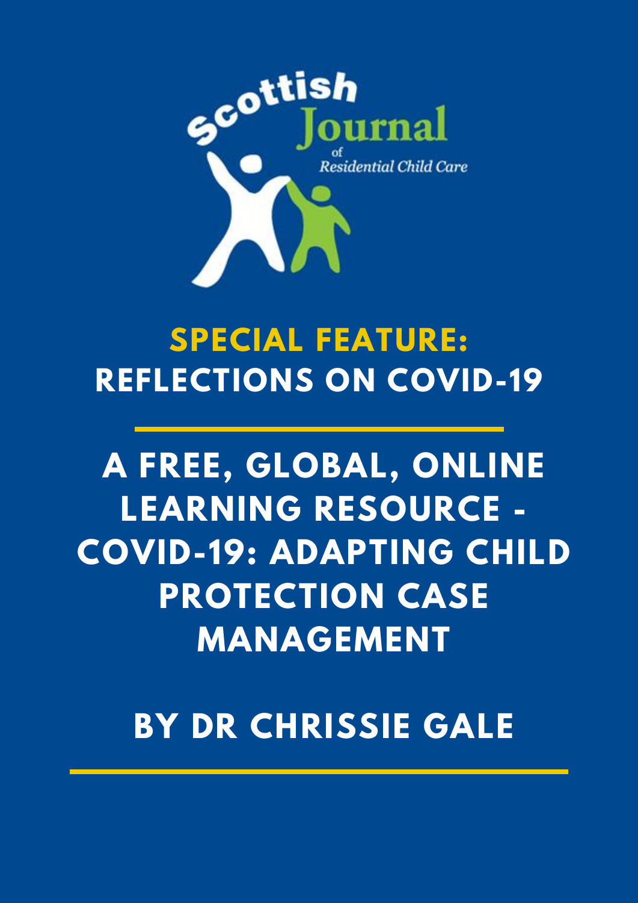Scottish Journal of Residential Child Care

# SPECIAL FEATURE: REFLECTIONS ON COVID-19

# A FREE, GLOBAL, ONLINE LEARNING RESOURCE - COVID-19: ADAPTING CHILD PROTECTION CASE MANAGEMENT

## BY DR CHRISSIE GALE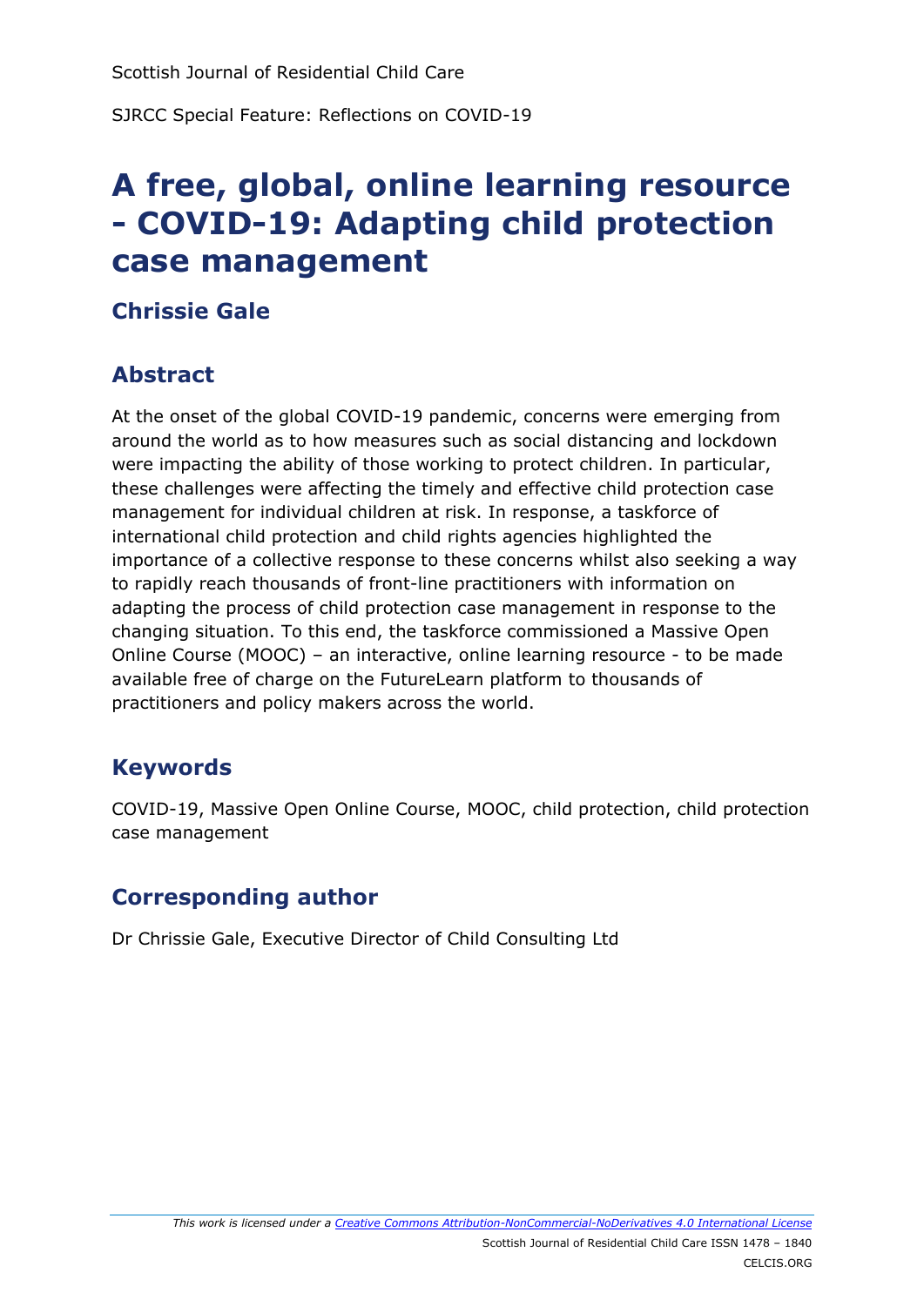# A free, global, online learning resource - COVID-19: Adapting child protection case management

## Chrissie Gale

## Abstract

At the onset of the global COVID-19 pandemic, concerns were emerging from around the world as to how measures such as social distancing and lockdown were impacting the ability of those working to protect children. In particular, these challenges were affecting the timely and effective child protection case management for individual children at risk. In response, a taskforce of international child protection and child rights agencies highlighted the importance of a collective response to these concerns whilst also seeking a way to rapidly reach thousands of front-line practitioners with information on adapting the process of child protection case management in response to the changing situation. To this end, the taskforce commissioned a Massive Open Online Course (MOOC) – an interactive, online learning resource - to be made available free of charge on the FutureLearn platform to thousands of practitioners and policy makers across the world.

## Keywords

COVID-19, Massive Open Online Course, MOOC, child protection, child protection case management

## Corresponding author

Dr Chrissie Gale, Executive Director of Child Consulting Ltd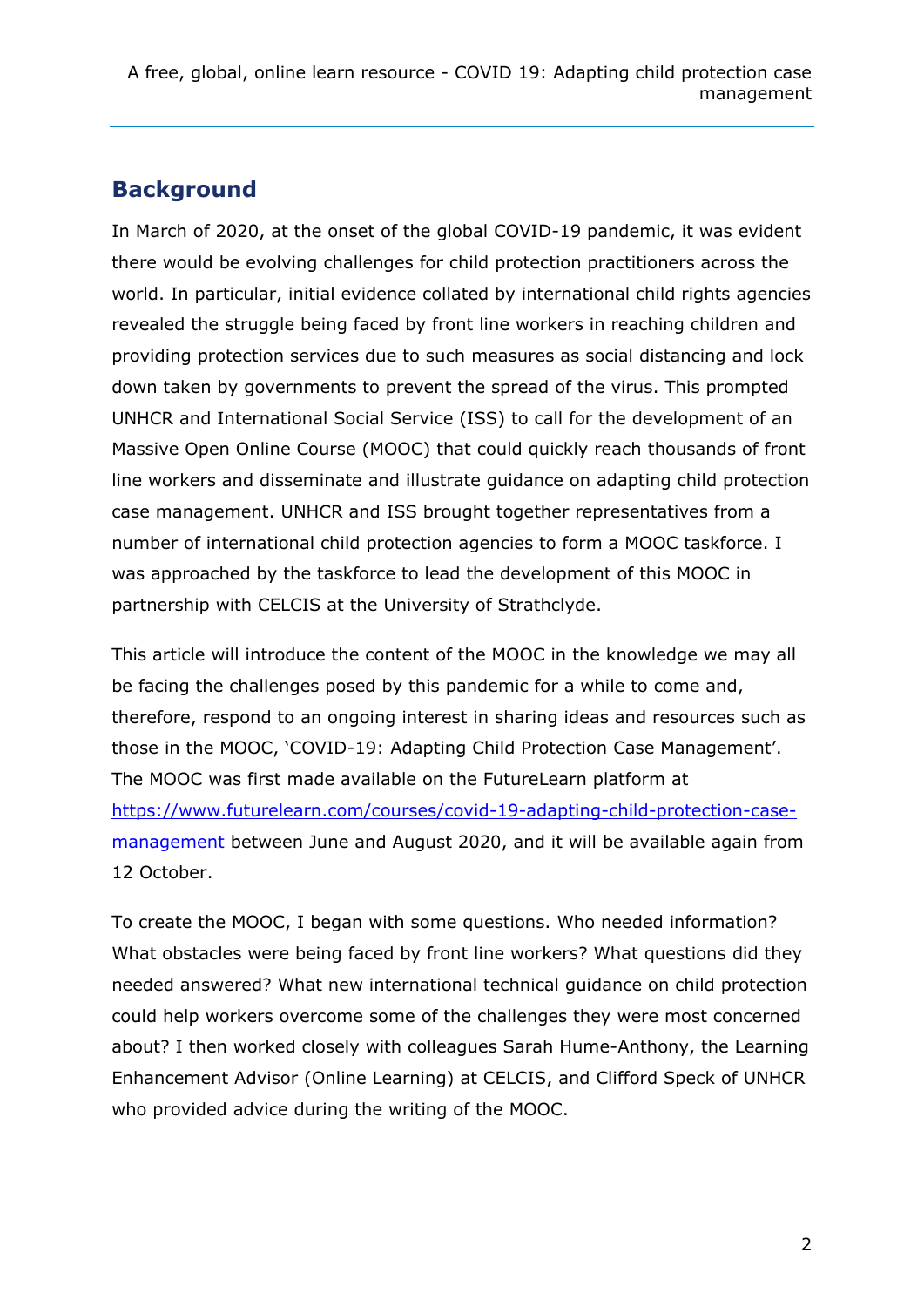## Background

In March of 2020, at the onset of the global COVID-19 pandemic, it was evident there would be evolving challenges for child protection practitioners across the world. In particular, initial evidence collated by international child rights agencies revealed the struggle being faced by front line workers in reaching children and providing protection services due to such measures as social distancing and lock down taken by governments to prevent the spread of the virus. This prompted UNHCR and International Social Service (ISS) to call for the development of an Massive Open Online Course (MOOC) that could quickly reach thousands of front line workers and disseminate and illustrate guidance on adapting child protection case management. UNHCR and ISS brought together representatives from a number of international child protection agencies to form a MOOC taskforce. I was approached by the taskforce to lead the development of this MOOC in partnership with CELCIS at the University of Strathclyde.

This article will introduce the content of the MOOC in the knowledge we may all be facing the challenges posed by this pandemic for a while to come and, therefore, respond to an ongoing interest in sharing ideas and resources such as those in the MOOC, 'COVID-19: Adapting Child Protection Case Management'. The MOOC was first made available on the FutureLearn platform at [https://www.futurelearn.com/courses/covid-19-adapting-child-protection-case-management](https://www.futurelearn.com/courses/covid-19-adapting-child-protection-case-management) between June and August 2020, and it will be available again from 12 October.

To create the MOOC, I began with some questions. Who needed information? What obstacles were being faced by front line workers? What questions did they needed answered? What new international technical guidance on child protection could help workers overcome some of the challenges they were most concerned about? I then worked closely with colleagues Sarah Hume-Anthony, the Learning Enhancement Advisor (Online Learning) at CELCIS, and Clifford Speck of UNHCR who provided advice during the writing of the MOOC.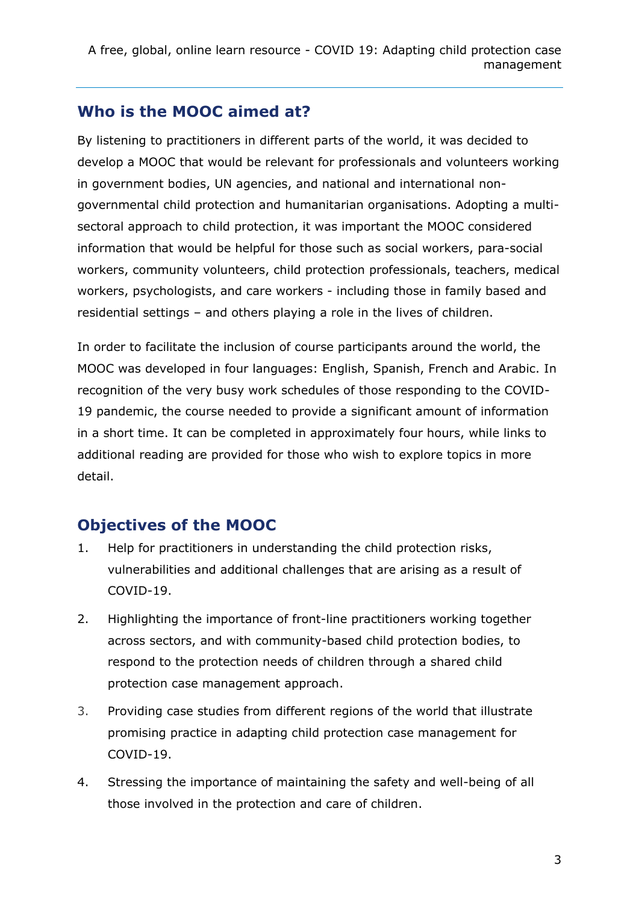## Who is the MOOC aimed at?

By listening to practitioners in different parts of the world, it was decided to develop a MOOC that would be relevant for professionals and volunteers working in government bodies, UN agencies, and national and international non-governmental child protection and humanitarian organisations. Adopting a multi-sectoral approach to child protection, it was important the MOOC considered information that would be helpful for those such as social workers, para-social workers, community volunteers, child protection professionals, teachers, medical workers, psychologists, and care workers - including those in family based and residential settings – and others playing a role in the lives of children.

In order to facilitate the inclusion of course participants around the world, the MOOC was developed in four languages: English, Spanish, French and Arabic. In recognition of the very busy work schedules of those responding to the COVID-19 pandemic, the course needed to provide a significant amount of information in a short time. It can be completed in approximately four hours, while links to additional reading are provided for those who wish to explore topics in more detail.

## Objectives of the MOOC

1. Help for practitioners in understanding the child protection risks, vulnerabilities and additional challenges that are arising as a result of COVID-19.
2. Highlighting the importance of front-line practitioners working together across sectors, and with community-based child protection bodies, to respond to the protection needs of children through a shared child protection case management approach.
3. Providing case studies from different regions of the world that illustrate promising practice in adapting child protection case management for COVID-19.
4. Stressing the importance of maintaining the safety and well-being of all those involved in the protection and care of children.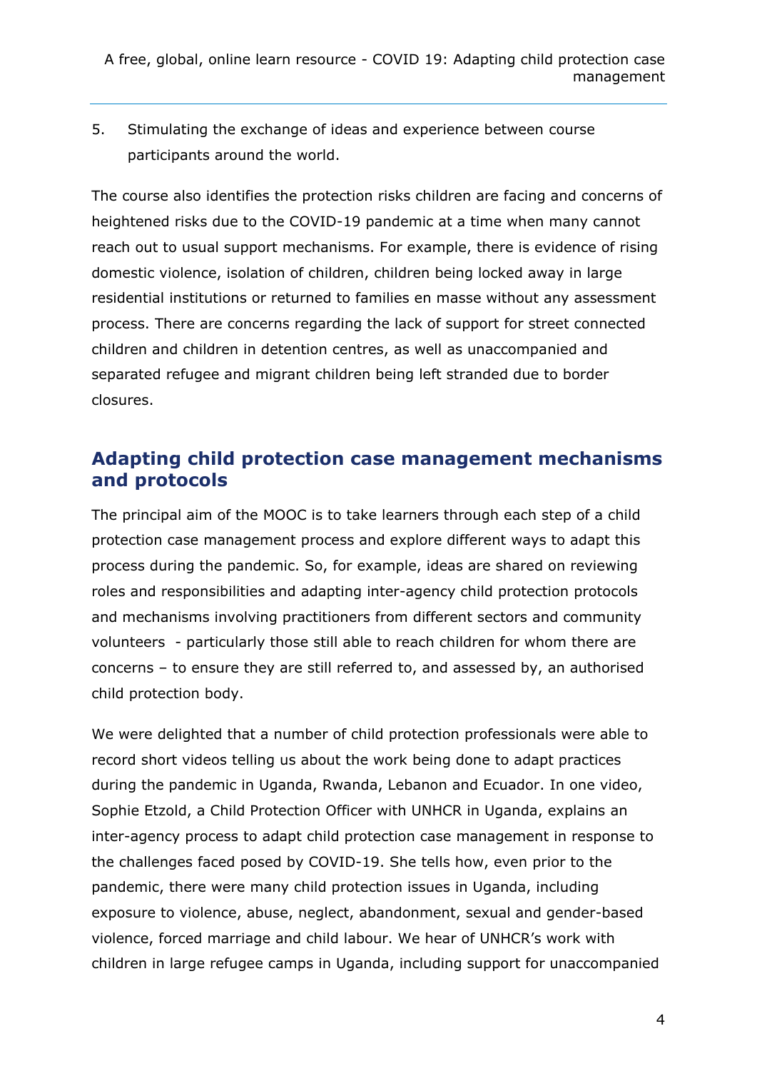5. Stimulating the exchange of ideas and experience between course participants around the world.

The course also identifies the protection risks children are facing and concerns of heightened risks due to the COVID-19 pandemic at a time when many cannot reach out to usual support mechanisms. For example, there is evidence of rising domestic violence, isolation of children, children being locked away in large residential institutions or returned to families en masse without any assessment process. There are concerns regarding the lack of support for street connected children and children in detention centres, as well as unaccompanied and separated refugee and migrant children being left stranded due to border closures.

## Adapting child protection case management mechanisms and protocols

The principal aim of the MOOC is to take learners through each step of a child protection case management process and explore different ways to adapt this process during the pandemic. So, for example, ideas are shared on reviewing roles and responsibilities and adapting inter-agency child protection protocols and mechanisms involving practitioners from different sectors and community volunteers - particularly those still able to reach children for whom there are concerns – to ensure they are still referred to, and assessed by, an authorised child protection body.

We were delighted that a number of child protection professionals were able to record short videos telling us about the work being done to adapt practices during the pandemic in Uganda, Rwanda, Lebanon and Ecuador. In one video, Sophie Etzold, a Child Protection Officer with UNHCR in Uganda, explains an inter-agency process to adapt child protection case management in response to the challenges faced posed by COVID-19. She tells how, even prior to the pandemic, there were many child protection issues in Uganda, including exposure to violence, abuse, neglect, abandonment, sexual and gender-based violence, forced marriage and child labour. We hear of UNHCR's work with children in large refugee camps in Uganda, including support for unaccompanied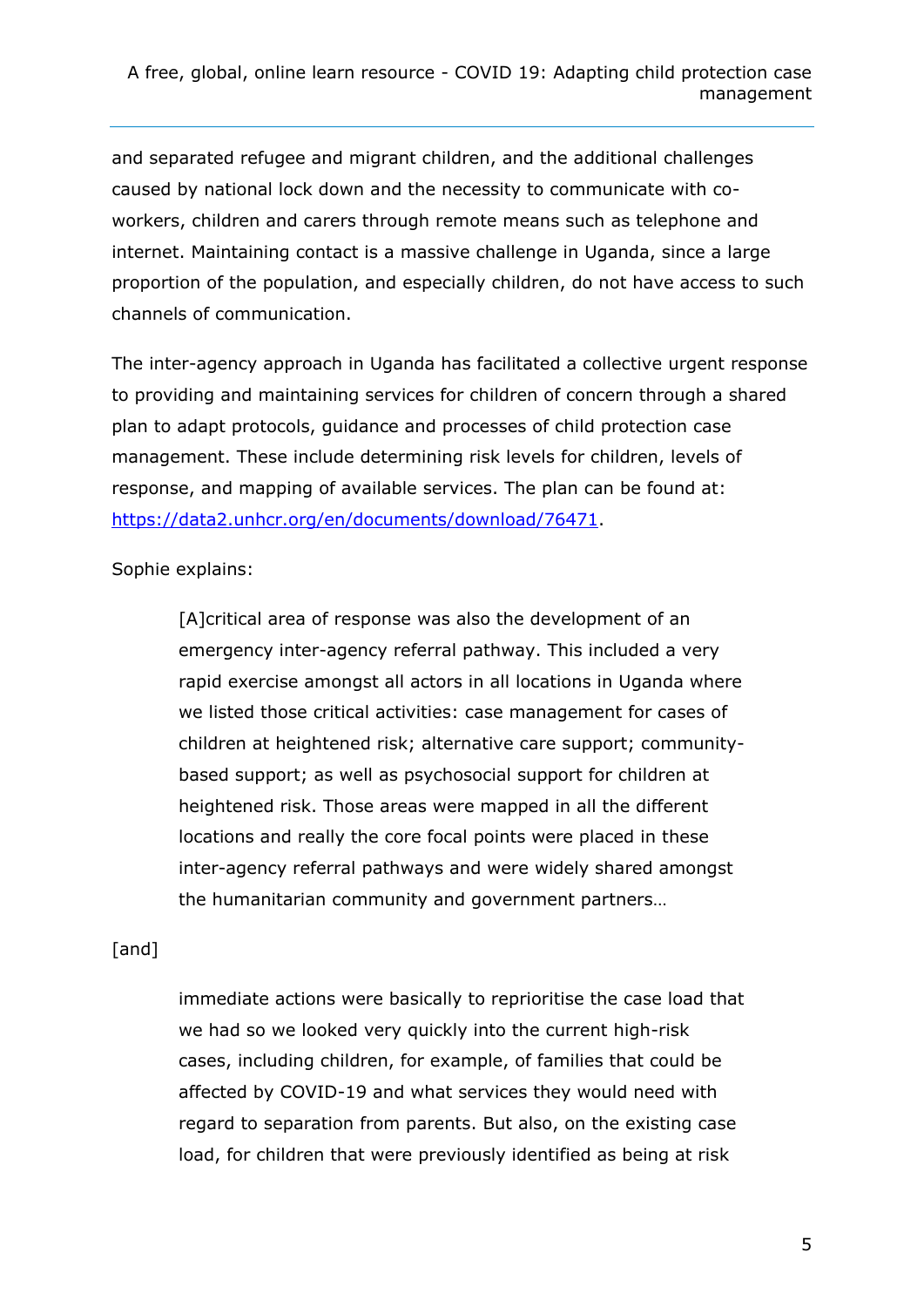and separated refugee and migrant children, and the additional challenges caused by national lock down and the necessity to communicate with co-workers, children and carers through remote means such as telephone and internet. Maintaining contact is a massive challenge in Uganda, since a large proportion of the population, and especially children, do not have access to such channels of communication.

The inter-agency approach in Uganda has facilitated a collective urgent response to providing and maintaining services for children of concern through a shared plan to adapt protocols, guidance and processes of child protection case management. These include determining risk levels for children, levels of response, and mapping of available services. The plan can be found at: [https://data2.unhcr.org/en/documents/download/76471](https://data2.unhcr.org/en/documents/download/76471).

Sophie explains:

> [A]critical area of response was also the development of an emergency inter-agency referral pathway. This included a very rapid exercise amongst all actors in all locations in Uganda where we listed those critical activities: case management for cases of children at heightened risk; alternative care support; community-based support; as well as psychosocial support for children at heightened risk. Those areas were mapped in all the different locations and really the core focal points were placed in these inter-agency referral pathways and were widely shared amongst the humanitarian community and government partners…

[and]

> immediate actions were basically to reprioritise the case load that we had so we looked very quickly into the current high-risk cases, including children, for example, of families that could be affected by COVID-19 and what services they would need with regard to separation from parents. But also, on the existing case load, for children that were previously identified as being at risk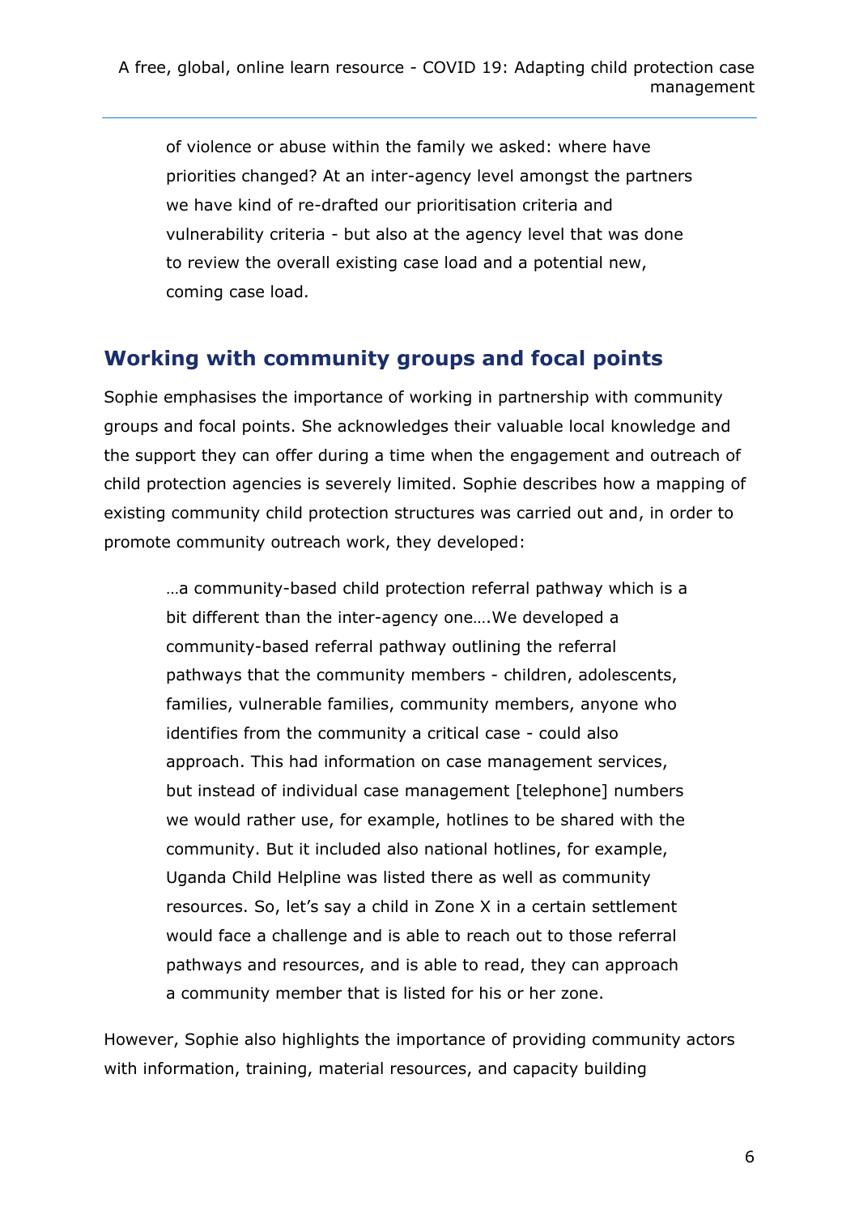> of violence or abuse within the family we asked: where have priorities changed? At an inter-agency level amongst the partners we have kind of re-drafted our prioritisation criteria and vulnerability criteria - but also at the agency level that was done to review the overall existing case load and a potential new, coming case load.

## Working with community groups and focal points

Sophie emphasises the importance of working in partnership with community groups and focal points. She acknowledges their valuable local knowledge and the support they can offer during a time when the engagement and outreach of child protection agencies is severely limited. Sophie describes how a mapping of existing community child protection structures was carried out and, in order to promote community outreach work, they developed:

> …a community-based child protection referral pathway which is a bit different than the inter-agency one….We developed a community-based referral pathway outlining the referral pathways that the community members - children, adolescents, families, vulnerable families, community members, anyone who identifies from the community a critical case - could also approach. This had information on case management services, but instead of individual case management [telephone] numbers we would rather use, for example, hotlines to be shared with the community. But it included also national hotlines, for example, Uganda Child Helpline was listed there as well as community resources. So, let's say a child in Zone X in a certain settlement would face a challenge and is able to reach out to those referral pathways and resources, and is able to read, they can approach a community member that is listed for his or her zone.

However, Sophie also highlights the importance of providing community actors with information, training, material resources, and capacity building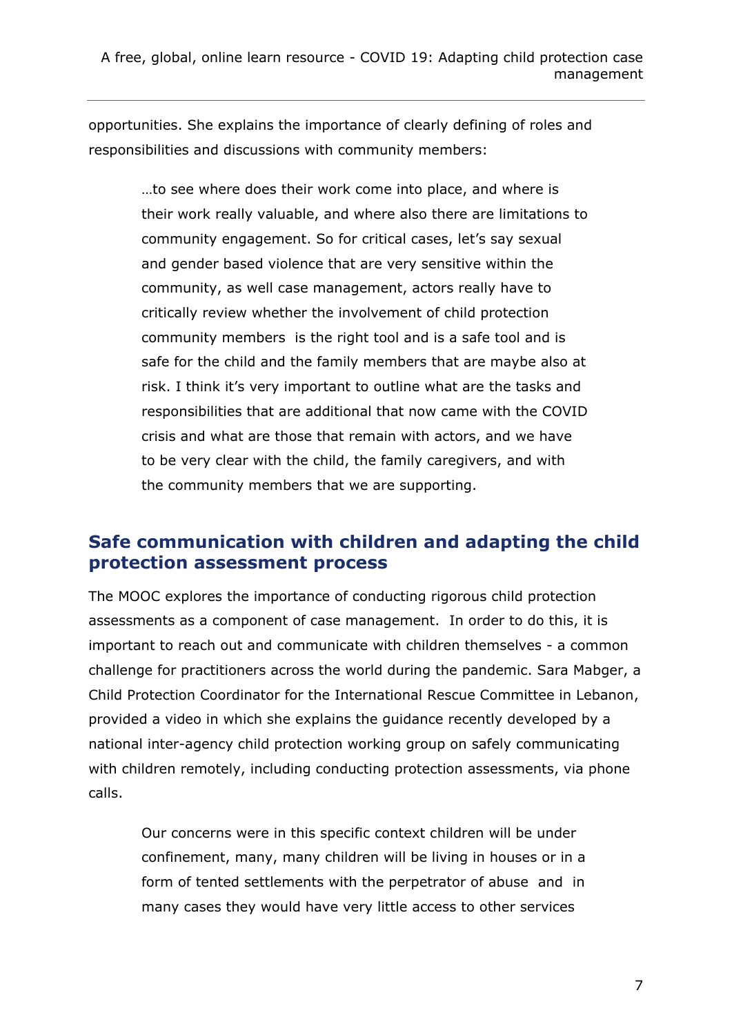opportunities. She explains the importance of clearly defining of roles and responsibilities and discussions with community members:

> …to see where does their work come into place, and where is their work really valuable, and where also there are limitations to community engagement. So for critical cases, let's say sexual and gender based violence that are very sensitive within the community, as well case management, actors really have to critically review whether the involvement of child protection community members is the right tool and is a safe tool and is safe for the child and the family members that are maybe also at risk. I think it's very important to outline what are the tasks and responsibilities that are additional that now came with the COVID crisis and what are those that remain with actors, and we have to be very clear with the child, the family caregivers, and with the community members that we are supporting.

## Safe communication with children and adapting the child protection assessment process

The MOOC explores the importance of conducting rigorous child protection assessments as a component of case management. In order to do this, it is important to reach out and communicate with children themselves - a common challenge for practitioners across the world during the pandemic. Sara Mabger, a Child Protection Coordinator for the International Rescue Committee in Lebanon, provided a video in which she explains the guidance recently developed by a national inter-agency child protection working group on safely communicating with children remotely, including conducting protection assessments, via phone calls.

> Our concerns were in this specific context children will be under confinement, many, many children will be living in houses or in a form of tented settlements with the perpetrator of abuse and in many cases they would have very little access to other services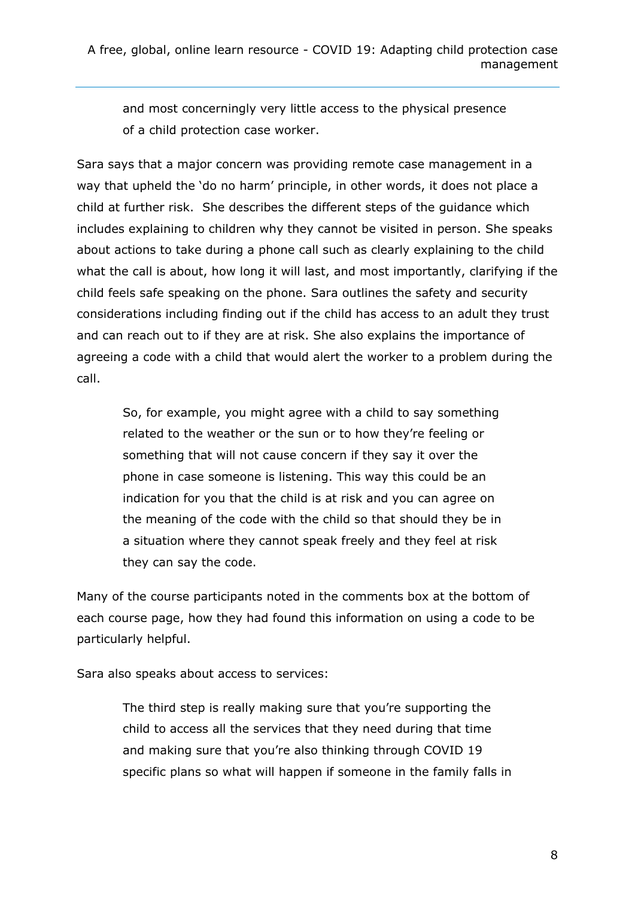> and most concerningly very little access to the physical presence of a child protection case worker.

Sara says that a major concern was providing remote case management in a way that upheld the 'do no harm' principle, in other words, it does not place a child at further risk. She describes the different steps of the guidance which includes explaining to children why they cannot be visited in person. She speaks about actions to take during a phone call such as clearly explaining to the child what the call is about, how long it will last, and most importantly, clarifying if the child feels safe speaking on the phone. Sara outlines the safety and security considerations including finding out if the child has access to an adult they trust and can reach out to if they are at risk. She also explains the importance of agreeing a code with a child that would alert the worker to a problem during the call.

> So, for example, you might agree with a child to say something related to the weather or the sun or to how they're feeling or something that will not cause concern if they say it over the phone in case someone is listening. This way this could be an indication for you that the child is at risk and you can agree on the meaning of the code with the child so that should they be in a situation where they cannot speak freely and they feel at risk they can say the code.

Many of the course participants noted in the comments box at the bottom of each course page, how they had found this information on using a code to be particularly helpful.

Sara also speaks about access to services:

> The third step is really making sure that you're supporting the child to access all the services that they need during that time and making sure that you're also thinking through COVID 19 specific plans so what will happen if someone in the family falls in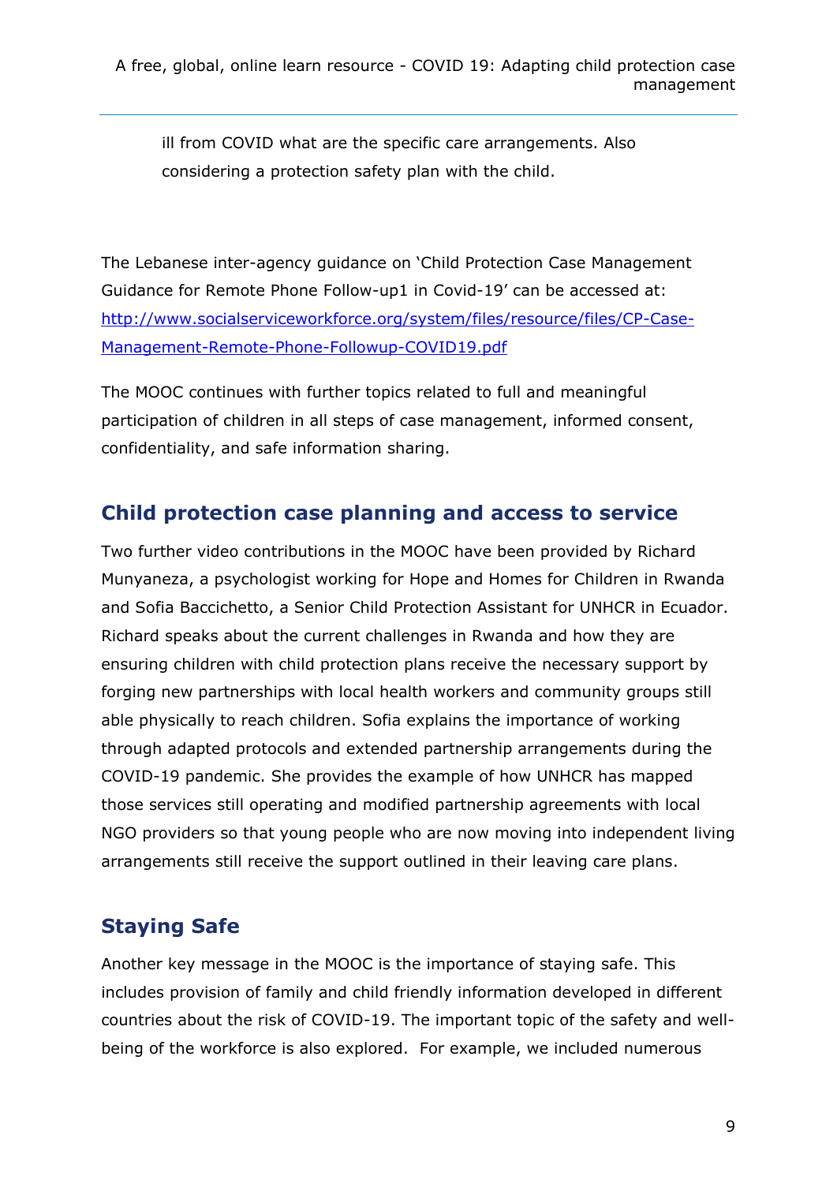ill from COVID what are the specific care arrangements. Also considering a protection safety plan with the child.

The Lebanese inter-agency guidance on 'Child Protection Case Management Guidance for Remote Phone Follow-up1 in Covid-19' can be accessed at: [http://www.socialserviceworkforce.org/system/files/resource/files/CP-Case-Management-Remote-Phone-Followup-COVID19.pdf](http://www.socialserviceworkforce.org/system/files/resource/files/CP-Case-Management-Remote-Phone-Followup-COVID19.pdf)

The MOOC continues with further topics related to full and meaningful participation of children in all steps of case management, informed consent, confidentiality, and safe information sharing.

## Child protection case planning and access to service

Two further video contributions in the MOOC have been provided by Richard Munyaneza, a psychologist working for Hope and Homes for Children in Rwanda and Sofia Baccichetto, a Senior Child Protection Assistant for UNHCR in Ecuador. Richard speaks about the current challenges in Rwanda and how they are ensuring children with child protection plans receive the necessary support by forging new partnerships with local health workers and community groups still able physically to reach children. Sofia explains the importance of working through adapted protocols and extended partnership arrangements during the COVID-19 pandemic. She provides the example of how UNHCR has mapped those services still operating and modified partnership agreements with local NGO providers so that young people who are now moving into independent living arrangements still receive the support outlined in their leaving care plans.

## Staying Safe

Another key message in the MOOC is the importance of staying safe. This includes provision of family and child friendly information developed in different countries about the risk of COVID-19. The important topic of the safety and well-being of the workforce is also explored. For example, we included numerous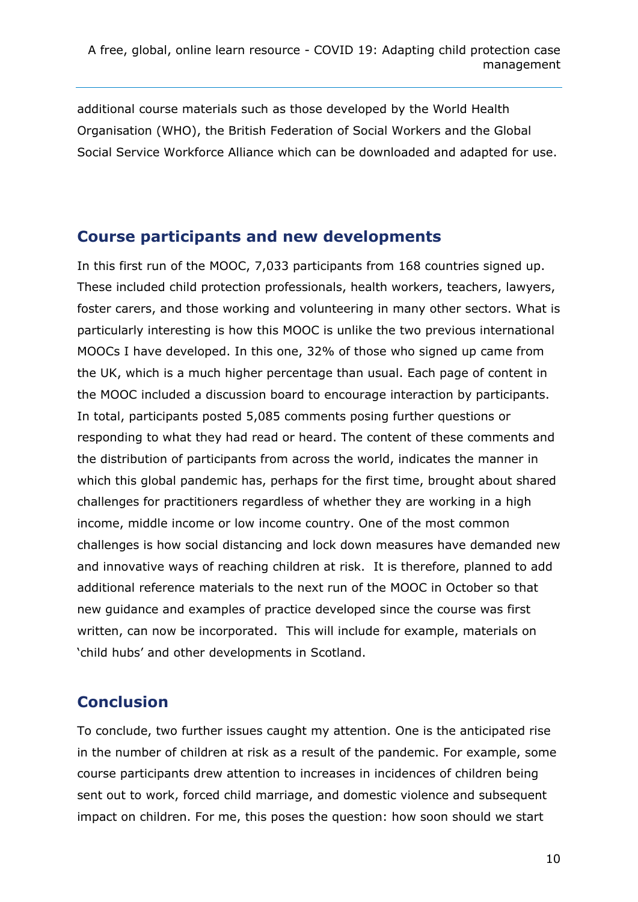additional course materials such as those developed by the World Health Organisation (WHO), the British Federation of Social Workers and the Global Social Service Workforce Alliance which can be downloaded and adapted for use.

## Course participants and new developments

In this first run of the MOOC, 7,033 participants from 168 countries signed up. These included child protection professionals, health workers, teachers, lawyers, foster carers, and those working and volunteering in many other sectors. What is particularly interesting is how this MOOC is unlike the two previous international MOOCs I have developed. In this one, 32% of those who signed up came from the UK, which is a much higher percentage than usual. Each page of content in the MOOC included a discussion board to encourage interaction by participants. In total, participants posted 5,085 comments posing further questions or responding to what they had read or heard. The content of these comments and the distribution of participants from across the world, indicates the manner in which this global pandemic has, perhaps for the first time, brought about shared challenges for practitioners regardless of whether they are working in a high income, middle income or low income country. One of the most common challenges is how social distancing and lock down measures have demanded new and innovative ways of reaching children at risk. It is therefore, planned to add additional reference materials to the next run of the MOOC in October so that new guidance and examples of practice developed since the course was first written, can now be incorporated. This will include for example, materials on 'child hubs' and other developments in Scotland.

## Conclusion

To conclude, two further issues caught my attention. One is the anticipated rise in the number of children at risk as a result of the pandemic. For example, some course participants drew attention to increases in incidences of children being sent out to work, forced child marriage, and domestic violence and subsequent impact on children. For me, this poses the question: how soon should we start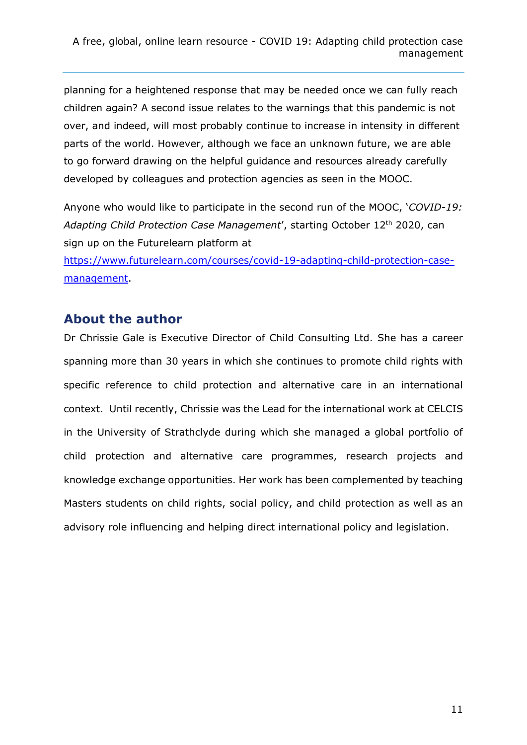planning for a heightened response that may be needed once we can fully reach children again? A second issue relates to the warnings that this pandemic is not over, and indeed, will most probably continue to increase in intensity in different parts of the world. However, although we face an unknown future, we are able to go forward drawing on the helpful guidance and resources already carefully developed by colleagues and protection agencies as seen in the MOOC.

Anyone who would like to participate in the second run of the MOOC, '*COVID-19: Adapting Child Protection Case Management*', starting October 12th 2020, can sign up on the Futurelearn platform at [https://www.futurelearn.com/courses/covid-19-adapting-child-protection-case-management](https://www.futurelearn.com/courses/covid-19-adapting-child-protection-case-management).

## About the author

Dr Chrissie Gale is Executive Director of Child Consulting Ltd. She has a career spanning more than 30 years in which she continues to promote child rights with specific reference to child protection and alternative care in an international context. Until recently, Chrissie was the Lead for the international work at CELCIS in the University of Strathclyde during which she managed a global portfolio of child protection and alternative care programmes, research projects and knowledge exchange opportunities. Her work has been complemented by teaching Masters students on child rights, social policy, and child protection as well as an advisory role influencing and helping direct international policy and legislation.